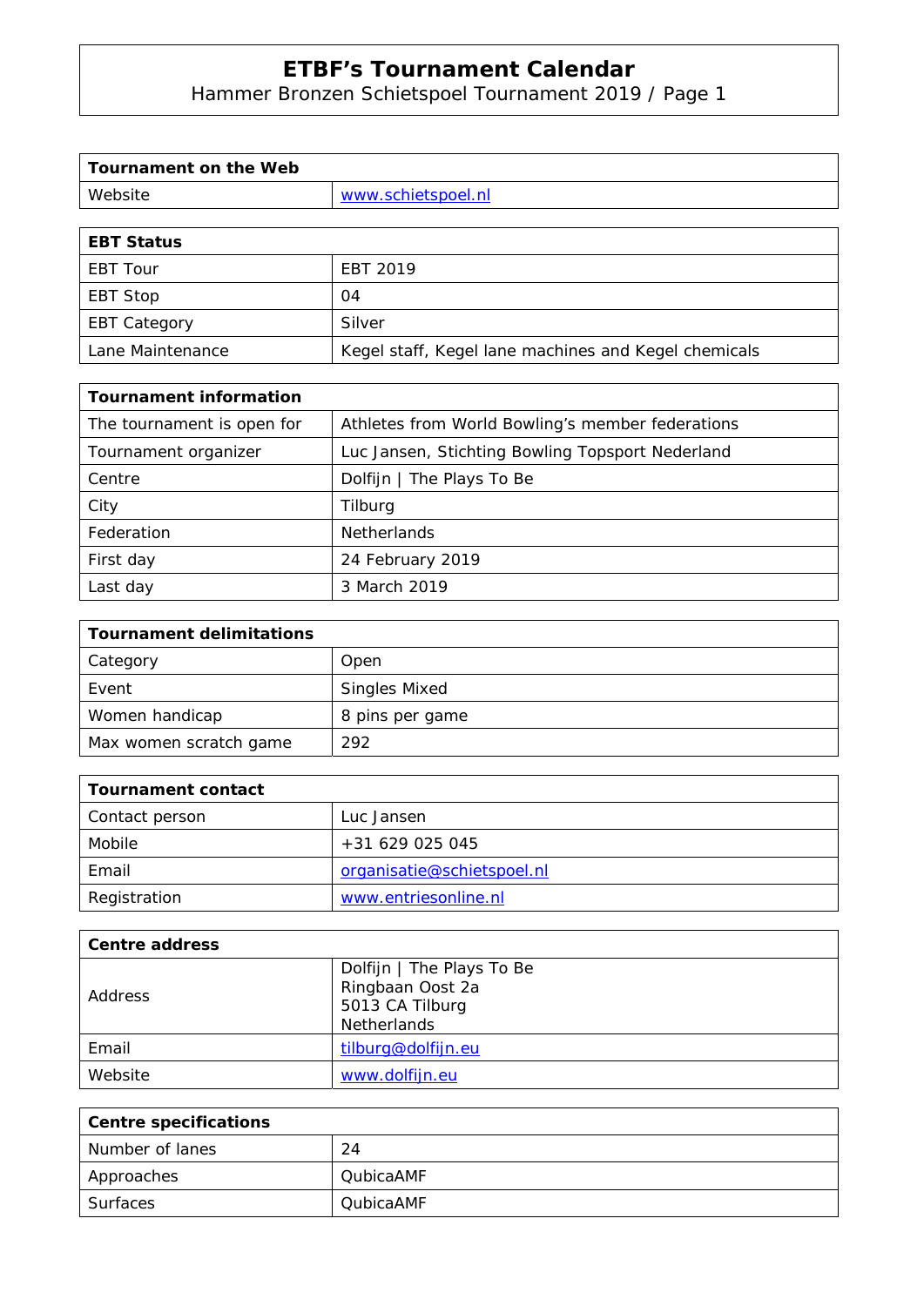# ETBF's Tournament Calendar

Hammer Bronzen Schietspoel Tournament 2019 / Page 1

| Tournament on the Web | |
|---|---|
| Website | www.schietspoel.nl |

| EBT Status | |
|---|---|
| EBT Tour | EBT 2019 |
| EBT Stop | 04 |
| EBT Category | Silver |
| Lane Maintenance | Kegel staff, Kegel lane machines and Kegel chemicals |

| Tournament information | |
|---|---|
| The tournament is open for | Athletes from World Bowling's member federations |
| Tournament organizer | Luc Jansen, Stichting Bowling Topsport Nederland |
| Centre | Dolfijn \| The Plays To Be |
| City | Tilburg |
| Federation | Netherlands |
| First day | 24 February 2019 |
| Last day | 3 March 2019 |

| Tournament delimitations | |
|---|---|
| Category | Open |
| Event | Singles Mixed |
| Women handicap | 8 pins per game |
| Max women scratch game | 292 |

| Tournament contact | |
|---|---|
| Contact person | Luc Jansen |
| Mobile | +31 629 025 045 |
| Email | organisatie@schietspoel.nl |
| Registration | www.entriesonline.nl |

| Centre address | |
|---|---|
| Address | Dolfijn \| The Plays To Be<br>Ringbaan Oost 2a<br>5013 CA Tilburg<br>Netherlands |
| Email | tilburg@dolfijn.eu |
| Website | www.dolfijn.eu |

| Centre specifications | |
|---|---|
| Number of lanes | 24 |
| Approaches | QubicaAMF |
| Surfaces | QubicaAMF |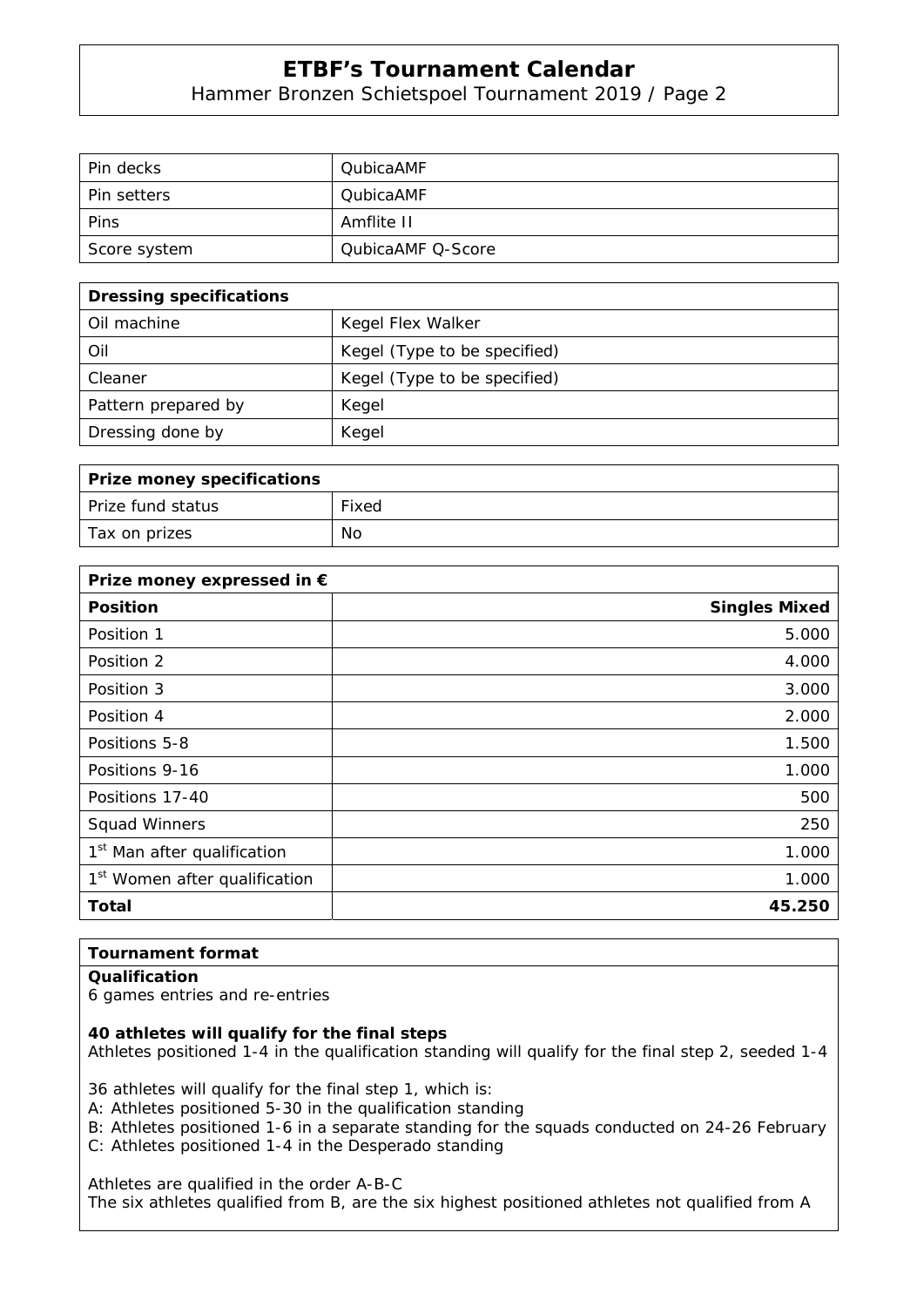| Pin decks | QubicaAMF |
|---|---|
| Pin setters | QubicaAMF |
| Pins | Amflite II |
| Score system | QubicaAMF Q-Score |

| **Dressing specifications** | |
|---|---|
| Oil machine | Kegel Flex Walker |
| Oil | Kegel (Type to be specified) |
| Cleaner | Kegel (Type to be specified) |
| Pattern prepared by | Kegel |
| Dressing done by | Kegel |

| **Prize money specifications** | |
|---|---|
| Prize fund status | Fixed |
| Tax on prizes | No |

| **Prize money expressed in €** | |
|---|---:|
| **Position** | **Singles Mixed** |
| Position 1 | 5.000 |
| Position 2 | 4.000 |
| Position 3 | 3.000 |
| Position 4 | 2.000 |
| Positions 5-8 | 1.500 |
| Positions 9-16 | 1.000 |
| Positions 17-40 | 500 |
| Squad Winners | 250 |
| 1st Man after qualification | 1.000 |
| 1st Women after qualification | 1.000 |
| **Total** | **45.250** |

**Tournament format**

**Qualification**
6 games entries and re-entries

**40 athletes will qualify for the final steps**
Athletes positioned 1-4 in the qualification standing will qualify for the final step 2, seeded 1-4

36 athletes will qualify for the final step 1, which is:
A: Athletes positioned 5-30 in the qualification standing
B: Athletes positioned 1-6 in a separate standing for the squads conducted on 24-26 February
C: Athletes positioned 1-4 in the Desperado standing

Athletes are qualified in the order A-B-C
The six athletes qualified from B, are the six highest positioned athletes not qualified from A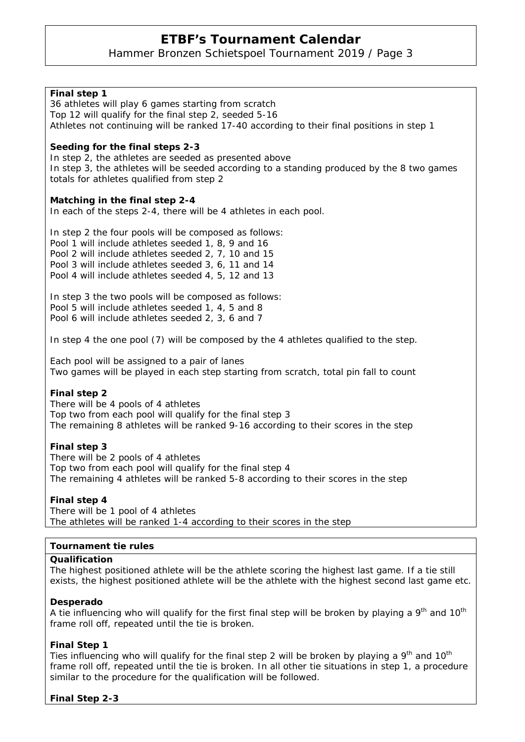**Final step 1**
36 athletes will play 6 games starting from scratch
Top 12 will qualify for the final step 2, seeded 5-16
Athletes not continuing will be ranked 17-40 according to their final positions in step 1

**Seeding for the final steps 2-3**
In step 2, the athletes are seeded as presented above
In step 3, the athletes will be seeded according to a standing produced by the 8 two games totals for athletes qualified from step 2

**Matching in the final step 2-4**
In each of the steps 2-4, there will be 4 athletes in each pool.

In step 2 the four pools will be composed as follows:
Pool 1 will include athletes seeded 1, 8, 9 and 16
Pool 2 will include athletes seeded 2, 7, 10 and 15
Pool 3 will include athletes seeded 3, 6, 11 and 14
Pool 4 will include athletes seeded 4, 5, 12 and 13

In step 3 the two pools will be composed as follows:
Pool 5 will include athletes seeded 1, 4, 5 and 8
Pool 6 will include athletes seeded 2, 3, 6 and 7

In step 4 the one pool (7) will be composed by the 4 athletes qualified to the step.

Each pool will be assigned to a pair of lanes
Two games will be played in each step starting from scratch, total pin fall to count

**Final step 2**
There will be 4 pools of 4 athletes
Top two from each pool will qualify for the final step 3
The remaining 8 athletes will be ranked 9-16 according to their scores in the step

**Final step 3**
There will be 2 pools of 4 athletes
Top two from each pool will qualify for the final step 4
The remaining 4 athletes will be ranked 5-8 according to their scores in the step

**Final step 4**
There will be 1 pool of 4 athletes
The athletes will be ranked 1-4 according to their scores in the step

**Tournament tie rules**

**Qualification**
The highest positioned athlete will be the athlete scoring the highest last game. If a tie still exists, the highest positioned athlete will be the athlete with the highest second last game etc.

**Desperado**
A tie influencing who will qualify for the first final step will be broken by playing a 9th and 10th frame roll off, repeated until the tie is broken.

**Final Step 1**
Ties influencing who will qualify for the final step 2 will be broken by playing a 9th and 10th frame roll off, repeated until the tie is broken. In all other tie situations in step 1, a procedure similar to the procedure for the qualification will be followed.

**Final Step 2-3**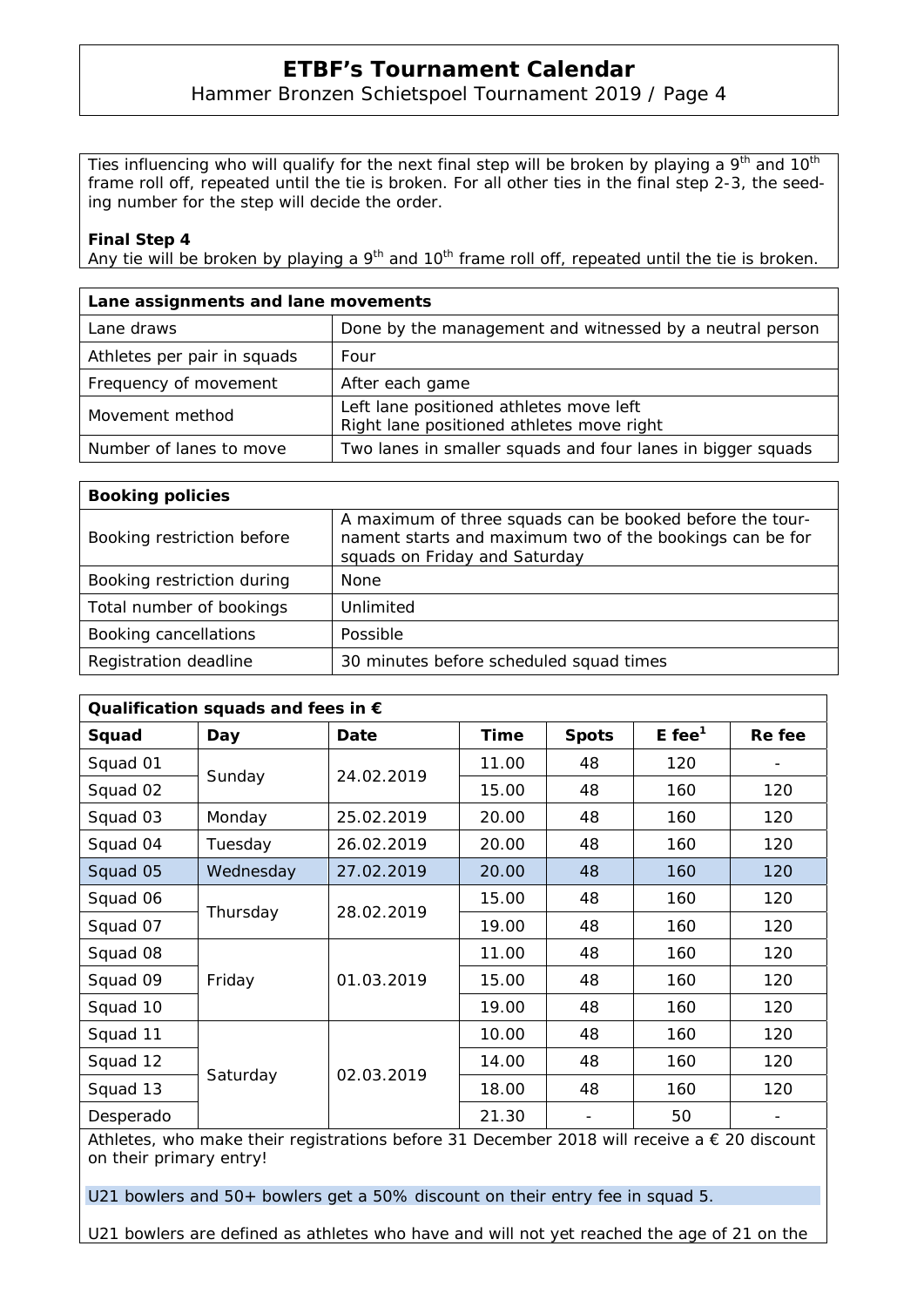Ties influencing who will qualify for the next final step will be broken by playing a 9th and 10th frame roll off, repeated until the tie is broken. For all other ties in the final step 2-3, the seeding number for the step will decide the order.

**Final Step 4**

Any tie will be broken by playing a 9th and 10th frame roll off, repeated until the tie is broken.

| Lane assignments and lane movements | |
|---|---|
| Lane draws | Done by the management and witnessed by a neutral person |
| Athletes per pair in squads | Four |
| Frequency of movement | After each game |
| Movement method | Left lane positioned athletes move left<br>Right lane positioned athletes move right |
| Number of lanes to move | Two lanes in smaller squads and four lanes in bigger squads |

| Booking policies | |
|---|---|
| Booking restriction before | A maximum of three squads can be booked before the tournament starts and maximum two of the bookings can be for squads on Friday and Saturday |
| Booking restriction during | None |
| Total number of bookings | Unlimited |
| Booking cancellations | Possible |
| Registration deadline | 30 minutes before scheduled squad times |

**Qualification squads and fees in €**

| Squad | Day | Date | Time | Spots | E fee[1] | Re fee |
|---|---|---|---|---|---|---|
| Squad 01 | Sunday | 24.02.2019 | 11.00 | 48 | 120 | - |
| Squad 02 | | | 15.00 | 48 | 160 | 120 |
| Squad 03 | Monday | 25.02.2019 | 20.00 | 48 | 160 | 120 |
| Squad 04 | Tuesday | 26.02.2019 | 20.00 | 48 | 160 | 120 |
| Squad 05 | Wednesday | 27.02.2019 | 20.00 | 48 | 160 | 120 |
| Squad 06 | Thursday | 28.02.2019 | 15.00 | 48 | 160 | 120 |
| Squad 07 | | | 19.00 | 48 | 160 | 120 |
| Squad 08 | Friday | 01.03.2019 | 11.00 | 48 | 160 | 120 |
| Squad 09 | | | 15.00 | 48 | 160 | 120 |
| Squad 10 | | | 19.00 | 48 | 160 | 120 |
| Squad 11 | Saturday | 02.03.2019 | 10.00 | 48 | 160 | 120 |
| Squad 12 | | | 14.00 | 48 | 160 | 120 |
| Squad 13 | | | 18.00 | 48 | 160 | 120 |
| Desperado | | | 21.30 | - | 50 | - |

Athletes, who make their registrations before 31 December 2018 will receive a € 20 discount on their primary entry!

U21 bowlers and 50+ bowlers get a 50% discount on their entry fee in squad 5.

U21 bowlers are defined as athletes who have and will not yet reached the age of 21 on the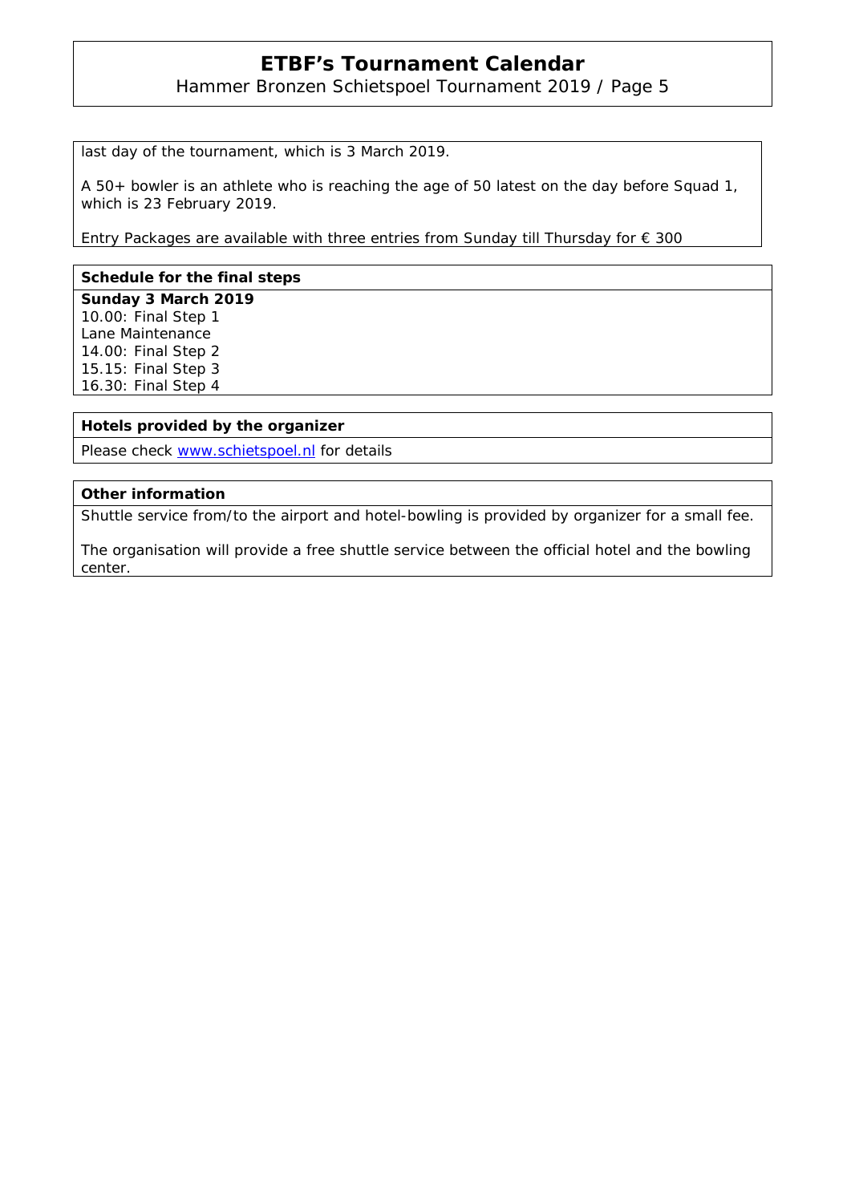last day of the tournament, which is 3 March 2019.

A 50+ bowler is an athlete who is reaching the age of 50 latest on the day before Squad 1, which is 23 February 2019.

Entry Packages are available with three entries from Sunday till Thursday for € 300

**Schedule for the final steps**

**Sunday 3 March 2019**
10.00: Final Step 1
Lane Maintenance
14.00: Final Step 2
15.15: Final Step 3
16.30: Final Step 4

**Hotels provided by the organizer**

Please check [www.schietspoel.nl](http://www.schietspoel.nl) for details

**Other information**

Shuttle service from/to the airport and hotel-bowling is provided by organizer for a small fee.

The organisation will provide a free shuttle service between the official hotel and the bowling center.